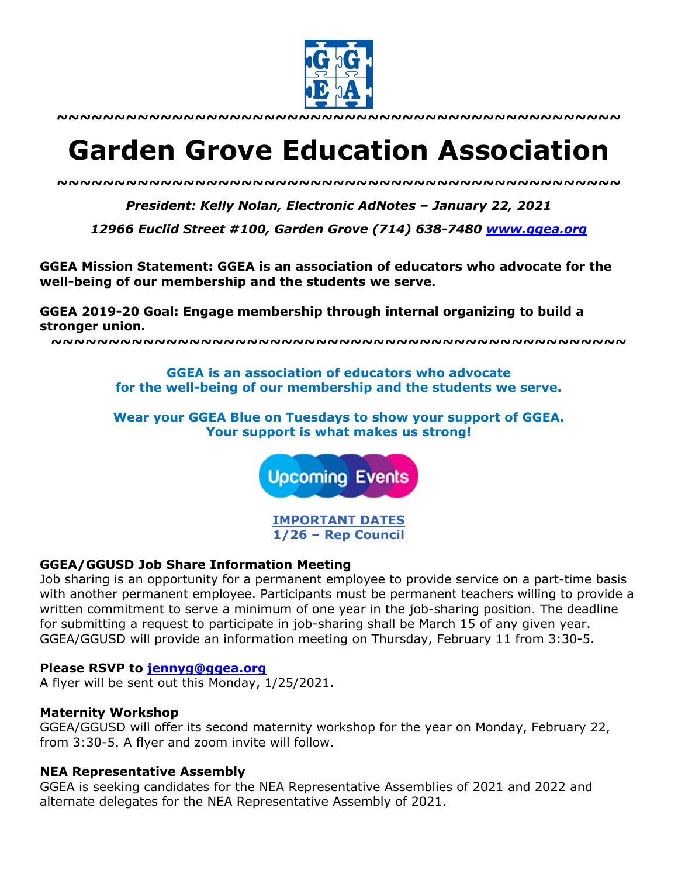~~~~~~~~~~~~~~~~~~~~~~~~~~~~~~~~~~~~~~~~~~~~~~~~~

# Garden Grove Education Association

~~~~~~~~~~~~~~~~~~~~~~~~~~~~~~~~~~~~~~~~~~~~~~~~~

***President: Kelly Nolan, Electronic AdNotes – January 22, 2021***

***12966 Euclid Street #100, Garden Grove (714) 638-7480 [www.ggea.org](http://www.ggea.org)***

**GGEA Mission Statement: GGEA is an association of educators who advocate for the well-being of our membership and the students we serve.**

**GGEA 2019-20 Goal: Engage membership through internal organizing to build a stronger union.**

~~~~~~~~~~~~~~~~~~~~~~~~~~~~~~~~~~~~~~~~~~~~~~~~~

**GGEA is an association of educators who advocate for the well-being of our membership and the students we serve.**

**Wear your GGEA Blue on Tuesdays to show your support of GGEA. Your support is what makes us strong!**

Upcoming Events

**IMPORTANT DATES**
**1/26 – Rep Council**

### GGEA/GGUSD Job Share Information Meeting

Job sharing is an opportunity for a permanent employee to provide service on a part-time basis with another permanent employee. Participants must be permanent teachers willing to provide a written commitment to serve a minimum of one year in the job-sharing position. The deadline for submitting a request to participate in job-sharing shall be March 15 of any given year. GGEA/GGUSD will provide an information meeting on Thursday, February 11 from 3:30-5.

**Please RSVP to [jennyg@ggea.org](mailto:jennyg@ggea.org)**
A flyer will be sent out this Monday, 1/25/2021.

### Maternity Workshop

GGEA/GGUSD will offer its second maternity workshop for the year on Monday, February 22, from 3:30-5. A flyer and zoom invite will follow.

### NEA Representative Assembly

GGEA is seeking candidates for the NEA Representative Assemblies of 2021 and 2022 and alternate delegates for the NEA Representative Assembly of 2021.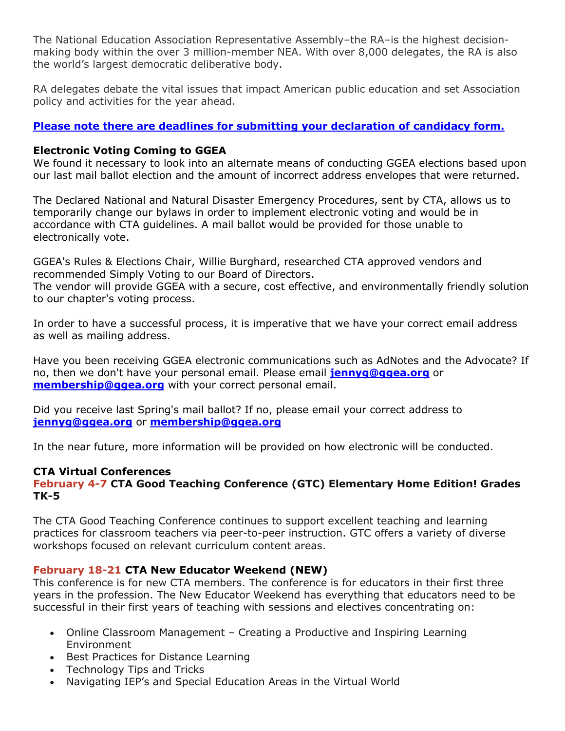The National Education Association Representative Assembly–the RA–is the highest decision-making body within the over 3 million-member NEA. With over 8,000 delegates, the RA is also the world's largest democratic deliberative body.

RA delegates debate the vital issues that impact American public education and set Association policy and activities for the year ahead.

**Please note there are deadlines for submitting your declaration of candidacy form.**

**Electronic Voting Coming to GGEA**

We found it necessary to look into an alternate means of conducting GGEA elections based upon our last mail ballot election and the amount of incorrect address envelopes that were returned.

The Declared National and Natural Disaster Emergency Procedures, sent by CTA, allows us to temporarily change our bylaws in order to implement electronic voting and would be in accordance with CTA guidelines. A mail ballot would be provided for those unable to electronically vote.

GGEA's Rules & Elections Chair, Willie Burghard, researched CTA approved vendors and recommended Simply Voting to our Board of Directors.
The vendor will provide GGEA with a secure, cost effective, and environmentally friendly solution to our chapter's voting process.

In order to have a successful process, it is imperative that we have your correct email address as well as mailing address.

Have you been receiving GGEA electronic communications such as AdNotes and the Advocate? If no, then we don't have your personal email. Please email **jennyg@ggea.org** or **membership@ggea.org** with your correct personal email.

Did you receive last Spring's mail ballot? If no, please email your correct address to **jennyg@ggea.org** or **membership@ggea.org**

In the near future, more information will be provided on how electronic will be conducted.

**CTA Virtual Conferences**

**February 4-7 CTA Good Teaching Conference (GTC) Elementary Home Edition! Grades TK-5**

The CTA Good Teaching Conference continues to support excellent teaching and learning practices for classroom teachers via peer-to-peer instruction. GTC offers a variety of diverse workshops focused on relevant curriculum content areas.

**February 18-21 CTA New Educator Weekend (NEW)**

This conference is for new CTA members. The conference is for educators in their first three years in the profession. The New Educator Weekend has everything that educators need to be successful in their first years of teaching with sessions and electives concentrating on:

- Online Classroom Management – Creating a Productive and Inspiring Learning Environment
- Best Practices for Distance Learning
- Technology Tips and Tricks
- Navigating IEP's and Special Education Areas in the Virtual World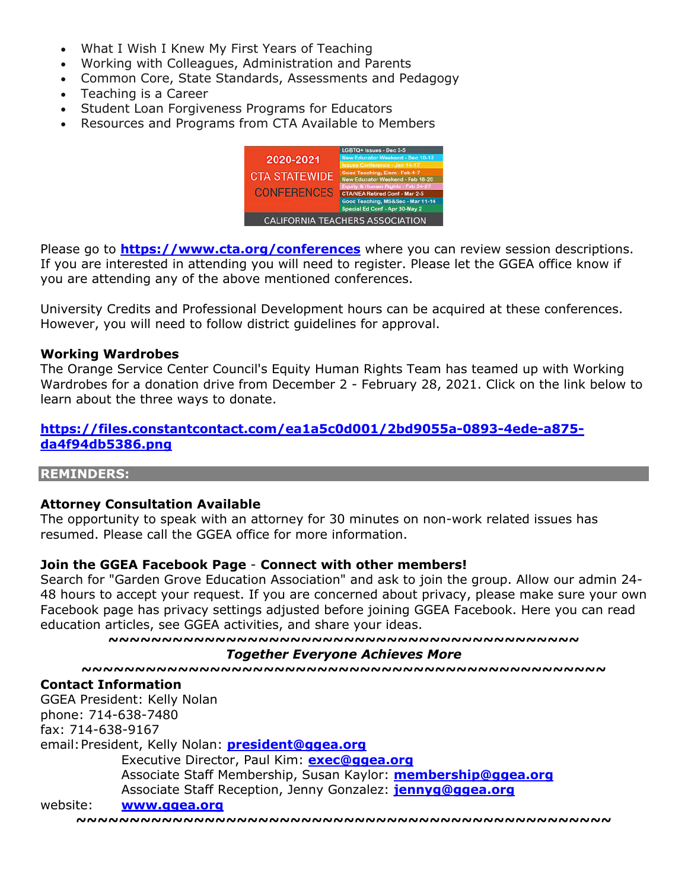- What I Wish I Knew My First Years of Teaching
- Working with Colleagues, Administration and Parents
- Common Core, State Standards, Assessments and Pedagogy
- Teaching is a Career
- Student Loan Forgiveness Programs for Educators
- Resources and Programs from CTA Available to Members

2020-2021 CTA STATEWIDE CONFERENCES

LGBTQ+ Issues - Dec 3-5
New Educator Weekend - Dec 10-13
Issues Conference - Jan 14-17
Good Teaching, Elem - Feb 4-7
New Educator Weekend - Feb 18-20
Equity & Human Rights - Feb 24-27
CTA/NEA Retired Conf - Mar 2-5
Good Teaching, MS&Sec - Mar 11-14
Special Ed Conf - Apr 30-May 2

CALIFORNIA TEACHERS ASSOCIATION

Please go to **https://www.cta.org/conferences** where you can review session descriptions. If you are interested in attending you will need to register. Please let the GGEA office know if you are attending any of the above mentioned conferences.

University Credits and Professional Development hours can be acquired at these conferences. However, you will need to follow district guidelines for approval.

**Working Wardrobes**
The Orange Service Center Council's Equity Human Rights Team has teamed up with Working Wardrobes for a donation drive from December 2 - February 28, 2021. Click on the link below to learn about the three ways to donate.

**https://files.constantcontact.com/ea1a5c0d001/2bd9055a-0893-4ede-a875-da4f94db5386.png**

**REMINDERS:**

**Attorney Consultation Available**
The opportunity to speak with an attorney for 30 minutes on non-work related issues has resumed. Please call the GGEA office for more information.

**Join the GGEA Facebook Page** - **Connect with other members!**
Search for "Garden Grove Education Association" and ask to join the group. Allow our admin 24-48 hours to accept your request. If you are concerned about privacy, please make sure your own Facebook page has privacy settings adjusted before joining GGEA Facebook. Here you can read education articles, see GGEA activities, and share your ideas.

~~~~~~~~~~~~~~~~~~~~~~~~~~~~~~~~~~~~~~~~~~~~~~~~

***Together Everyone Achieves More***

~~~~~~~~~~~~~~~~~~~~~~~~~~~~~~~~~~~~~~~~~~~~~~~~~~~~

**Contact Information**
GGEA President: Kelly Nolan
phone: 714-638-7480
fax: 714-638-9167
email: President, Kelly Nolan: **president@ggea.org**
Executive Director, Paul Kim: **exec@ggea.org**
Associate Staff Membership, Susan Kaylor: **membership@ggea.org**
Associate Staff Reception, Jenny Gonzalez: **jennyg@ggea.org**
website: **www.ggea.org**

~~~~~~~~~~~~~~~~~~~~~~~~~~~~~~~~~~~~~~~~~~~~~~~~~~~~~~